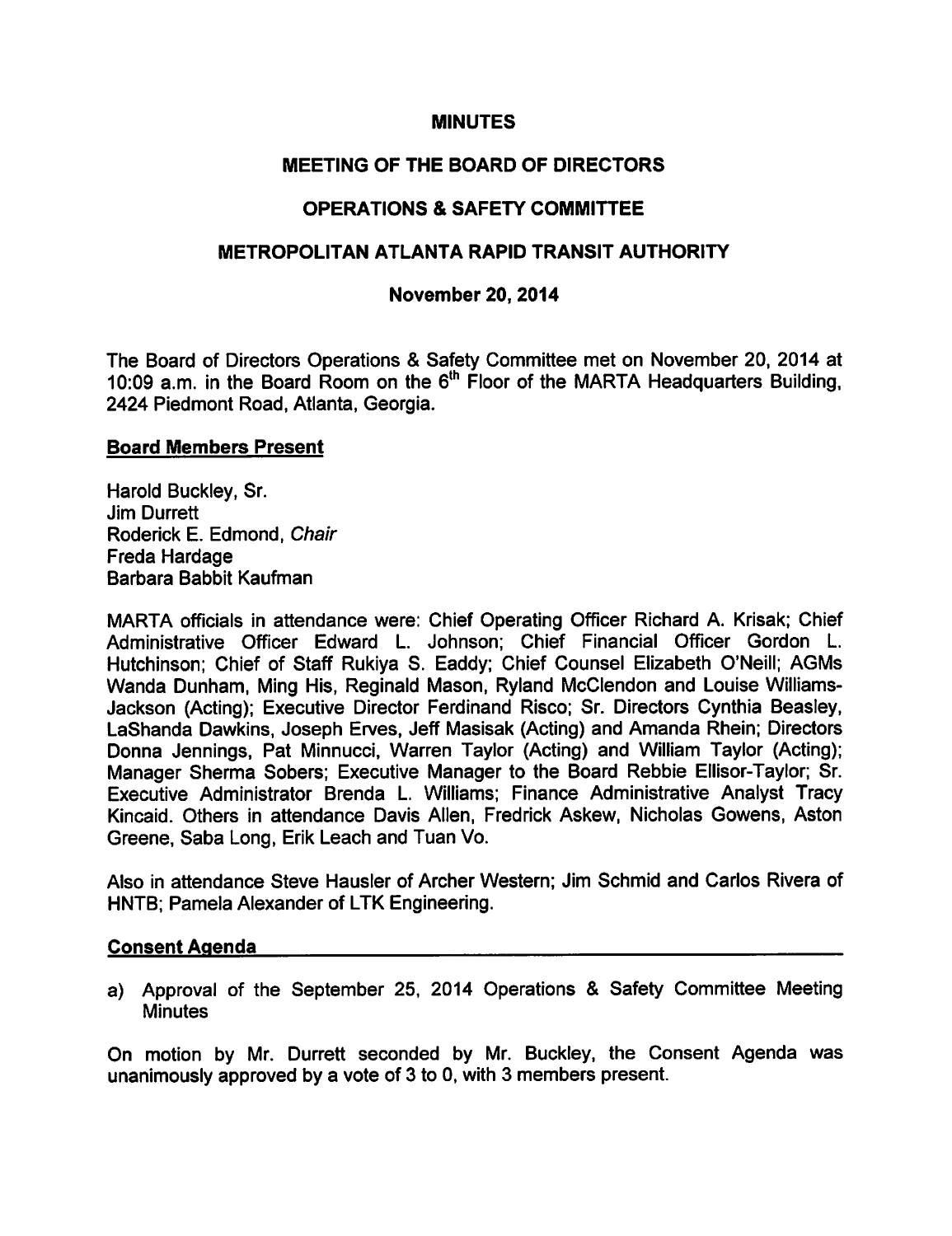# MINUTES

## MEETING OF THE BOARD OF DIRECTORS

## OPERATIONS & SAFETY COMMITTEE

## METROPOLITAN ATLANTA RAPID TRANSIT AUTHORITY

### November 20, 2014

The Board of Directors Operations & Safety Committee met on November 20, 2014 at 10:09 a.m. in the Board Room on the 6th Floor of the MARTA Headquarters Building, 2424 Piedmont Road, Atlanta, Georgia.

**Board Members Present**

Harold Buckley, Sr.
Jim Durrett
Roderick E. Edmond, *Chair*
Freda Hardage
Barbara Babbit Kaufman

MARTA officials in attendance were: Chief Operating Officer Richard A. Krisak; Chief Administrative Officer Edward L. Johnson; Chief Financial Officer Gordon L. Hutchinson; Chief of Staff Rukiya S. Eaddy; Chief Counsel Elizabeth O'Neill; AGMs Wanda Dunham, Ming His, Reginald Mason, Ryland McClendon and Louise Williams-Jackson (Acting); Executive Director Ferdinand Risco; Sr. Directors Cynthia Beasley, LaShanda Dawkins, Joseph Erves, Jeff Masisak (Acting) and Amanda Rhein; Directors Donna Jennings, Pat Minnucci, Warren Taylor (Acting) and William Taylor (Acting); Manager Sherma Sobers; Executive Manager to the Board Rebbie Ellisor-Taylor; Sr. Executive Administrator Brenda L. Williams; Finance Administrative Analyst Tracy Kincaid. Others in attendance Davis Allen, Fredrick Askew, Nicholas Gowens, Aston Greene, Saba Long, Erik Leach and Tuan Vo.

Also in attendance Steve Hausler of Archer Western; Jim Schmid and Carlos Rivera of HNTB; Pamela Alexander of LTK Engineering.

**Consent Agenda**

a) Approval of the September 25, 2014 Operations & Safety Committee Meeting Minutes

On motion by Mr. Durrett seconded by Mr. Buckley, the Consent Agenda was unanimously approved by a vote of 3 to 0, with 3 members present.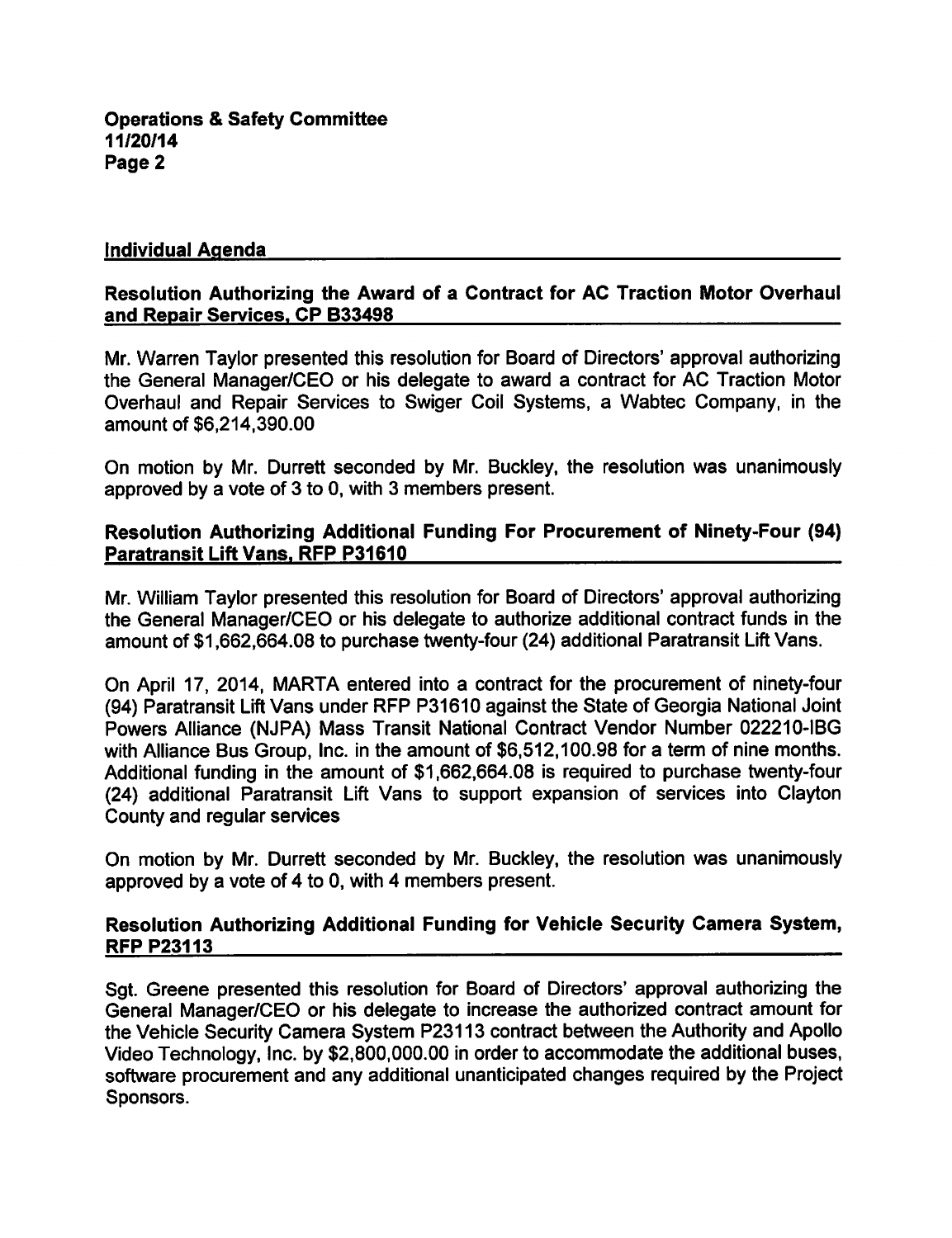## Individual Agenda

### Resolution Authorizing the Award of a Contract for AC Traction Motor Overhaul and Repair Services, CP B33498

Mr. Warren Taylor presented this resolution for Board of Directors' approval authorizing the General Manager/CEO or his delegate to award a contract for AC Traction Motor Overhaul and Repair Services to Swiger Coil Systems, a Wabtec Company, in the amount of $6,214,390.00

On motion by Mr. Durrett seconded by Mr. Buckley, the resolution was unanimously approved by a vote of 3 to 0, with 3 members present.

### Resolution Authorizing Additional Funding For Procurement of Ninety-Four (94) Paratransit Lift Vans, RFP P31610

Mr. William Taylor presented this resolution for Board of Directors' approval authorizing the General Manager/CEO or his delegate to authorize additional contract funds in the amount of $1,662,664.08 to purchase twenty-four (24) additional Paratransit Lift Vans.

On April 17, 2014, MARTA entered into a contract for the procurement of ninety-four (94) Paratransit Lift Vans under RFP P31610 against the State of Georgia National Joint Powers Alliance (NJPA) Mass Transit National Contract Vendor Number 022210-IBG with Alliance Bus Group, Inc. in the amount of $6,512,100.98 for a term of nine months. Additional funding in the amount of $1,662,664.08 is required to purchase twenty-four (24) additional Paratransit Lift Vans to support expansion of services into Clayton County and regular services

On motion by Mr. Durrett seconded by Mr. Buckley, the resolution was unanimously approved by a vote of 4 to 0, with 4 members present.

### Resolution Authorizing Additional Funding for Vehicle Security Camera System, RFP P23113

Sgt. Greene presented this resolution for Board of Directors' approval authorizing the General Manager/CEO or his delegate to increase the authorized contract amount for the Vehicle Security Camera System P23113 contract between the Authority and Apollo Video Technology, Inc. by $2,800,000.00 in order to accommodate the additional buses, software procurement and any additional unanticipated changes required by the Project Sponsors.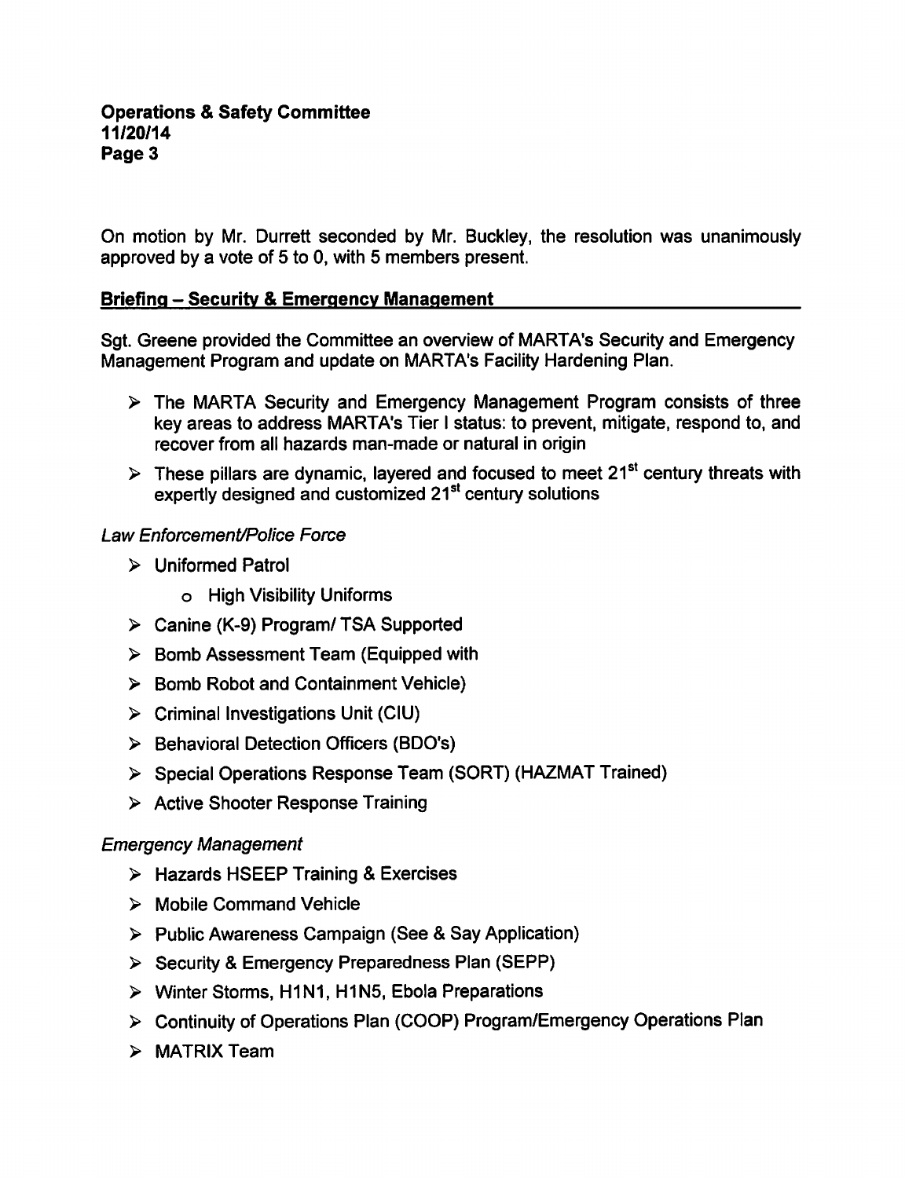On motion by Mr. Durrett seconded by Mr. Buckley, the resolution was unanimously approved by a vote of 5 to 0, with 5 members present.

## Briefing – Security & Emergency Management

Sgt. Greene provided the Committee an overview of MARTA's Security and Emergency Management Program and update on MARTA's Facility Hardening Plan.

- The MARTA Security and Emergency Management Program consists of three key areas to address MARTA's Tier I status: to prevent, mitigate, respond to, and recover from all hazards man-made or natural in origin
- These pillars are dynamic, layered and focused to meet 21st century threats with expertly designed and customized 21st century solutions

*Law Enforcement/Police Force*

- Uniformed Patrol
  - High Visibility Uniforms
- Canine (K-9) Program/ TSA Supported
- Bomb Assessment Team (Equipped with
- Bomb Robot and Containment Vehicle)
- Criminal Investigations Unit (CIU)
- Behavioral Detection Officers (BDO's)
- Special Operations Response Team (SORT) (HAZMAT Trained)
- Active Shooter Response Training

*Emergency Management*

- Hazards HSEEP Training & Exercises
- Mobile Command Vehicle
- Public Awareness Campaign (See & Say Application)
- Security & Emergency Preparedness Plan (SEPP)
- Winter Storms, H1N1, H1N5, Ebola Preparations
- Continuity of Operations Plan (COOP) Program/Emergency Operations Plan
- MATRIX Team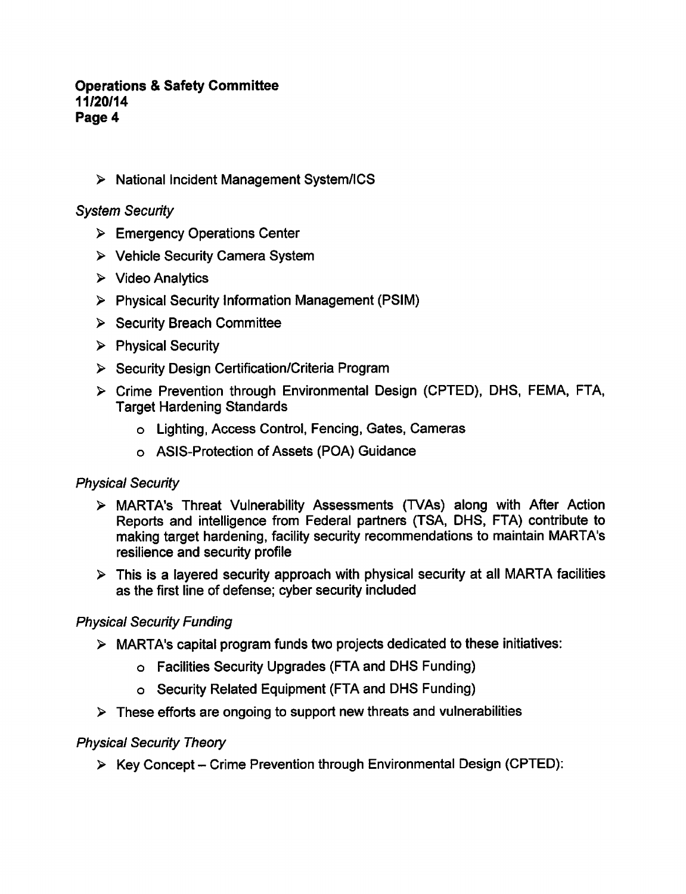- National Incident Management System/ICS

*System Security*

- Emergency Operations Center
- Vehicle Security Camera System
- Video Analytics
- Physical Security Information Management (PSIM)
- Security Breach Committee
- Physical Security
- Security Design Certification/Criteria Program
- Crime Prevention through Environmental Design (CPTED), DHS, FEMA, FTA, Target Hardening Standards
  - Lighting, Access Control, Fencing, Gates, Cameras
  - ASIS-Protection of Assets (POA) Guidance

*Physical Security*

- MARTA's Threat Vulnerability Assessments (TVAs) along with After Action Reports and intelligence from Federal partners (TSA, DHS, FTA) contribute to making target hardening, facility security recommendations to maintain MARTA's resilience and security profile
- This is a layered security approach with physical security at all MARTA facilities as the first line of defense; cyber security included

*Physical Security Funding*

- MARTA's capital program funds two projects dedicated to these initiatives:
  - Facilities Security Upgrades (FTA and DHS Funding)
  - Security Related Equipment (FTA and DHS Funding)
- These efforts are ongoing to support new threats and vulnerabilities

*Physical Security Theory*

- Key Concept – Crime Prevention through Environmental Design (CPTED):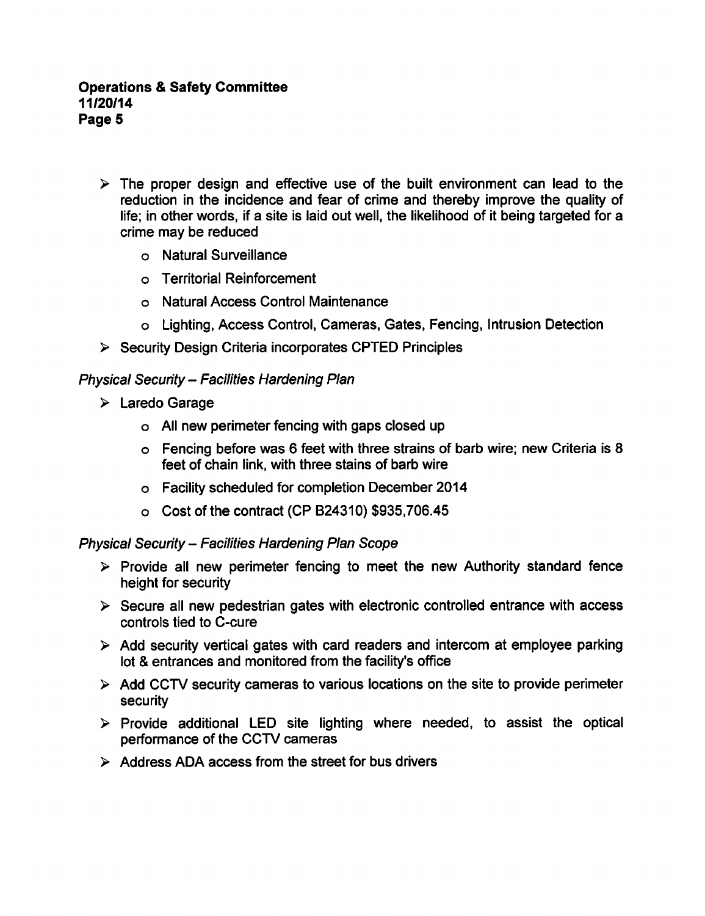- The proper design and effective use of the built environment can lead to the reduction in the incidence and fear of crime and thereby improve the quality of life; in other words, if a site is laid out well, the likelihood of it being targeted for a crime may be reduced
  - Natural Surveillance
  - Territorial Reinforcement
  - Natural Access Control Maintenance
  - Lighting, Access Control, Cameras, Gates, Fencing, Intrusion Detection
- Security Design Criteria incorporates CPTED Principles

*Physical Security – Facilities Hardening Plan*

- Laredo Garage
  - All new perimeter fencing with gaps closed up
  - Fencing before was 6 feet with three strains of barb wire; new Criteria is 8 feet of chain link, with three stains of barb wire
  - Facility scheduled for completion December 2014
  - Cost of the contract (CP B24310) $935,706.45

*Physical Security – Facilities Hardening Plan Scope*

- Provide all new perimeter fencing to meet the new Authority standard fence height for security
- Secure all new pedestrian gates with electronic controlled entrance with access controls tied to C-cure
- Add security vertical gates with card readers and intercom at employee parking lot & entrances and monitored from the facility's office
- Add CCTV security cameras to various locations on the site to provide perimeter security
- Provide additional LED site lighting where needed, to assist the optical performance of the CCTV cameras
- Address ADA access from the street for bus drivers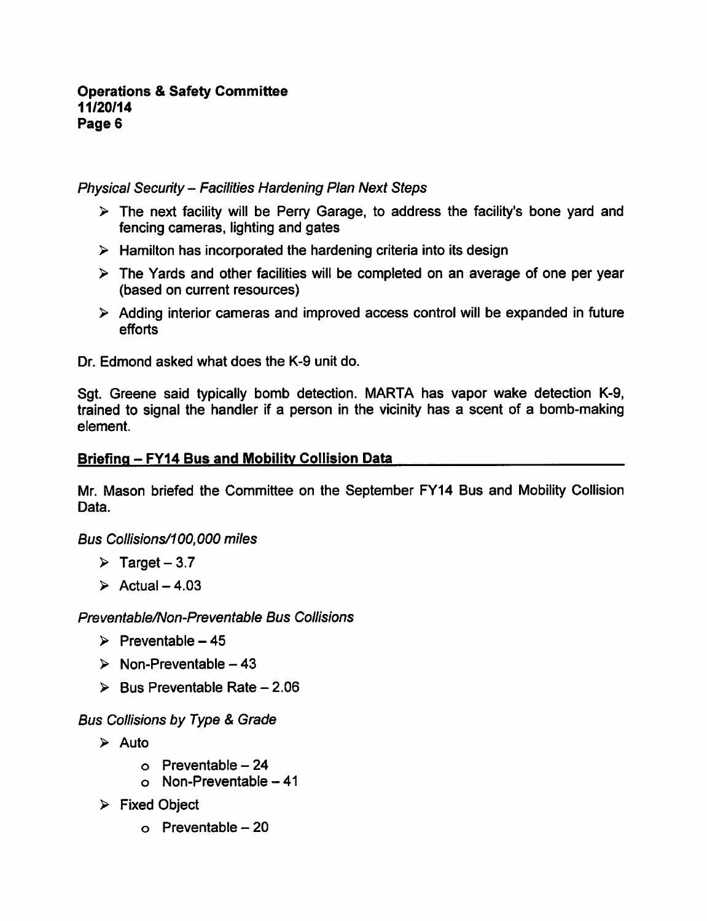*Physical Security – Facilities Hardening Plan Next Steps*

- The next facility will be Perry Garage, to address the facility's bone yard and fencing cameras, lighting and gates
- Hamilton has incorporated the hardening criteria into its design
- The Yards and other facilities will be completed on an average of one per year (based on current resources)
- Adding interior cameras and improved access control will be expanded in future efforts

Dr. Edmond asked what does the K-9 unit do.

Sgt. Greene said typically bomb detection. MARTA has vapor wake detection K-9, trained to signal the handler if a person in the vicinity has a scent of a bomb-making element.

## Briefing – FY14 Bus and Mobility Collision Data

Mr. Mason briefed the Committee on the September FY14 Bus and Mobility Collision Data.

*Bus Collisions/100,000 miles*

- Target – 3.7
- Actual – 4.03

*Preventable/Non-Preventable Bus Collisions*

- Preventable – 45
- Non-Preventable – 43
- Bus Preventable Rate – 2.06

*Bus Collisions by Type & Grade*

- Auto
  - Preventable – 24
  - Non-Preventable – 41
- Fixed Object
  - Preventable – 20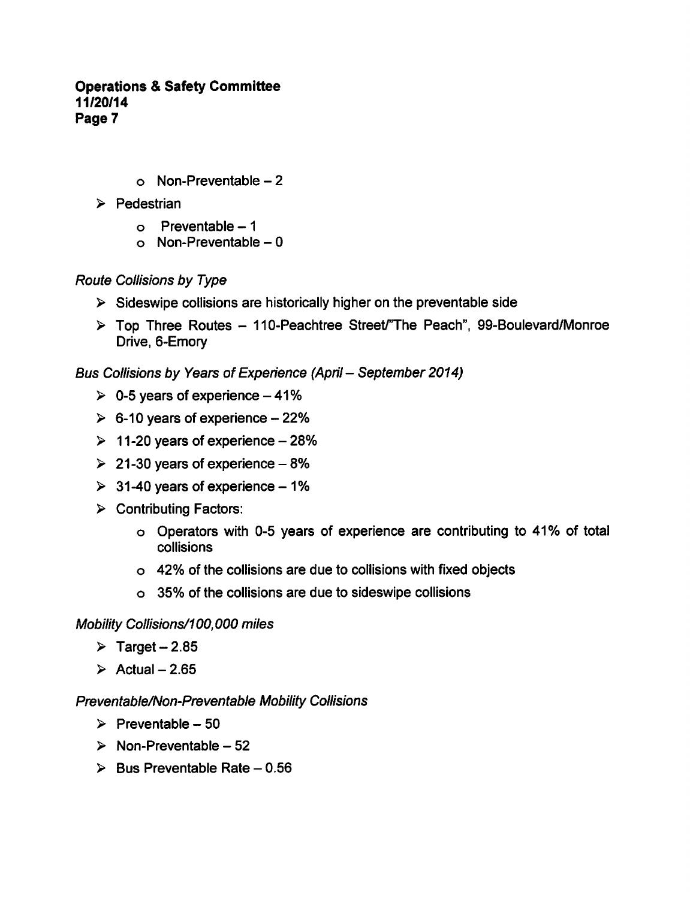- Non-Preventable – 2

- Pedestrian
  - Preventable – 1
  - Non-Preventable – 0

*Route Collisions by Type*

- Sideswipe collisions are historically higher on the preventable side
- Top Three Routes – 110-Peachtree Street/"The Peach", 99-Boulevard/Monroe Drive, 6-Emory

*Bus Collisions by Years of Experience (April – September 2014)*

- 0-5 years of experience – 41%
- 6-10 years of experience – 22%
- 11-20 years of experience – 28%
- 21-30 years of experience – 8%
- 31-40 years of experience – 1%
- Contributing Factors:
  - Operators with 0-5 years of experience are contributing to 41% of total collisions
  - 42% of the collisions are due to collisions with fixed objects
  - 35% of the collisions are due to sideswipe collisions

*Mobility Collisions/100,000 miles*

- Target – 2.85
- Actual – 2.65

*Preventable/Non-Preventable Mobility Collisions*

- Preventable – 50
- Non-Preventable – 52
- Bus Preventable Rate – 0.56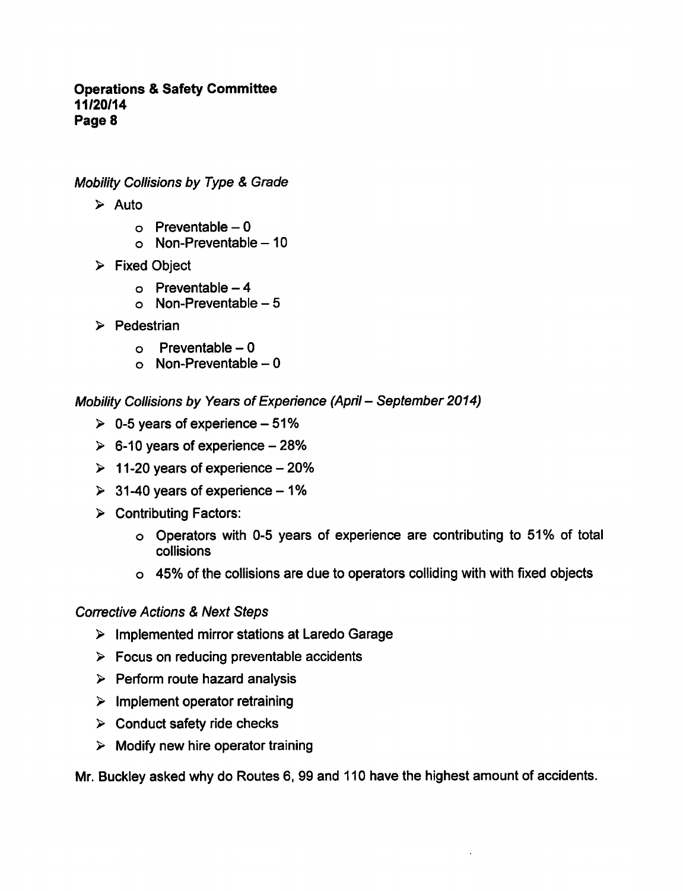*Mobility Collisions by Type & Grade*

- Auto
  - Preventable – 0
  - Non-Preventable – 10
- Fixed Object
  - Preventable – 4
  - Non-Preventable – 5
- Pedestrian
  - Preventable – 0
  - Non-Preventable – 0

*Mobility Collisions by Years of Experience (April – September 2014)*

- 0-5 years of experience – 51%
- 6-10 years of experience – 28%
- 11-20 years of experience – 20%
- 31-40 years of experience – 1%
- Contributing Factors:
  - Operators with 0-5 years of experience are contributing to 51% of total collisions
  - 45% of the collisions are due to operators colliding with with fixed objects

*Corrective Actions & Next Steps*

- Implemented mirror stations at Laredo Garage
- Focus on reducing preventable accidents
- Perform route hazard analysis
- Implement operator retraining
- Conduct safety ride checks
- Modify new hire operator training

Mr. Buckley asked why do Routes 6, 99 and 110 have the highest amount of accidents.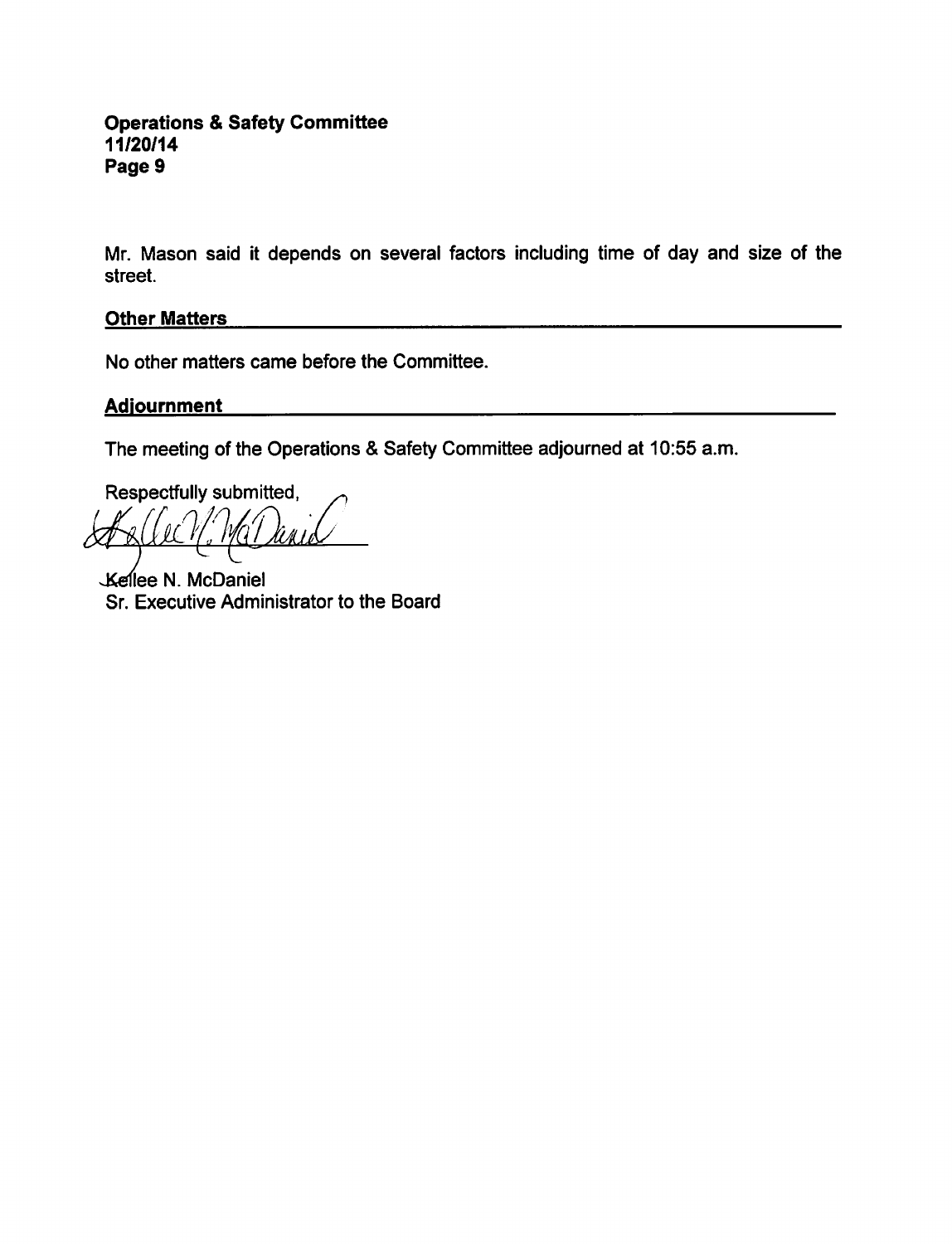Mr. Mason said it depends on several factors including time of day and size of the street.

## Other Matters

No other matters came before the Committee.

## Adjournment

The meeting of the Operations & Safety Committee adjourned at 10:55 a.m.

Respectfully submitted,

Kellee N. McDaniel
Sr. Executive Administrator to the Board